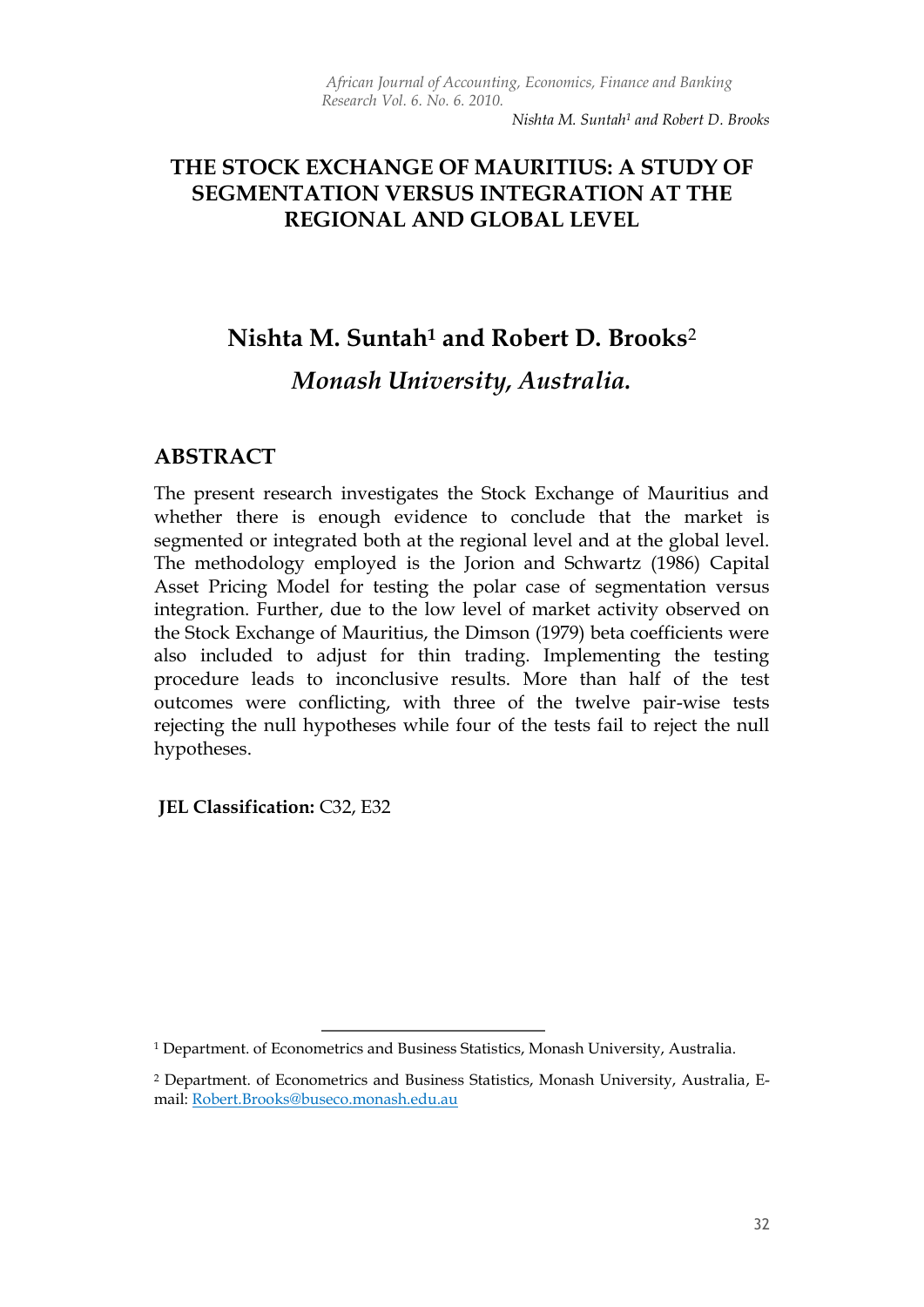# THE STOCK EXCHANGE OF MAURITIUS: A STUDY OF SEGMENTATION VERSUS INTEGRATION AT THE REGIONAL AND GLOBAL LEVEL

## Nishta M. Suntah[1] and Robert D. Brooks[2]

### *Monash University, Australia.*

## ABSTRACT

The present research investigates the Stock Exchange of Mauritius and whether there is enough evidence to conclude that the market is segmented or integrated both at the regional level and at the global level. The methodology employed is the Jorion and Schwartz (1986) Capital Asset Pricing Model for testing the polar case of segmentation versus integration. Further, due to the low level of market activity observed on the Stock Exchange of Mauritius, the Dimson (1979) beta coefficients were also included to adjust for thin trading. Implementing the testing procedure leads to inconclusive results. More than half of the test outcomes were conflicting, with three of the twelve pair-wise tests rejecting the null hypotheses while four of the tests fail to reject the null hypotheses.

**JEL Classification:** C32, E32

---

[1] Department. of Econometrics and Business Statistics, Monash University, Australia.

[2] Department. of Econometrics and Business Statistics, Monash University, Australia, E-mail: Robert.Brooks@buseco.monash.edu.au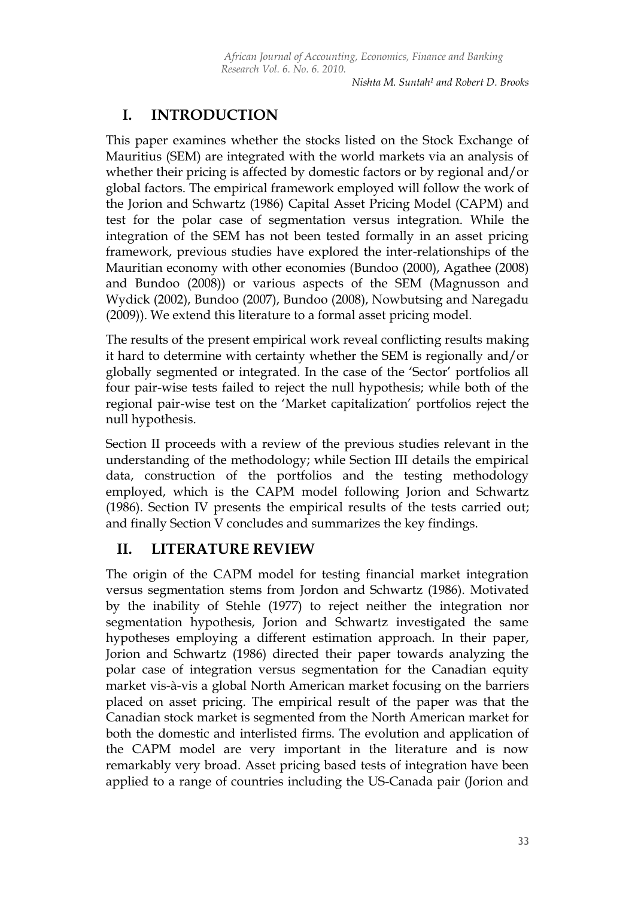# I. INTRODUCTION

This paper examines whether the stocks listed on the Stock Exchange of Mauritius (SEM) are integrated with the world markets via an analysis of whether their pricing is affected by domestic factors or by regional and/or global factors. The empirical framework employed will follow the work of the Jorion and Schwartz (1986) Capital Asset Pricing Model (CAPM) and test for the polar case of segmentation versus integration. While the integration of the SEM has not been tested formally in an asset pricing framework, previous studies have explored the inter-relationships of the Mauritian economy with other economies (Bundoo (2000), Agathee (2008) and Bundoo (2008)) or various aspects of the SEM (Magnusson and Wydick (2002), Bundoo (2007), Bundoo (2008), Nowbutsing and Naregadu (2009)). We extend this literature to a formal asset pricing model.

The results of the present empirical work reveal conflicting results making it hard to determine with certainty whether the SEM is regionally and/or globally segmented or integrated. In the case of the 'Sector' portfolios all four pair-wise tests failed to reject the null hypothesis; while both of the regional pair-wise test on the 'Market capitalization' portfolios reject the null hypothesis.

Section II proceeds with a review of the previous studies relevant in the understanding of the methodology; while Section III details the empirical data, construction of the portfolios and the testing methodology employed, which is the CAPM model following Jorion and Schwartz (1986). Section IV presents the empirical results of the tests carried out; and finally Section V concludes and summarizes the key findings.

# II. LITERATURE REVIEW

The origin of the CAPM model for testing financial market integration versus segmentation stems from Jordon and Schwartz (1986). Motivated by the inability of Stehle (1977) to reject neither the integration nor segmentation hypothesis, Jorion and Schwartz investigated the same hypotheses employing a different estimation approach. In their paper, Jorion and Schwartz (1986) directed their paper towards analyzing the polar case of integration versus segmentation for the Canadian equity market vis-à-vis a global North American market focusing on the barriers placed on asset pricing. The empirical result of the paper was that the Canadian stock market is segmented from the North American market for both the domestic and interlisted firms. The evolution and application of the CAPM model are very important in the literature and is now remarkably very broad. Asset pricing based tests of integration have been applied to a range of countries including the US-Canada pair (Jorion and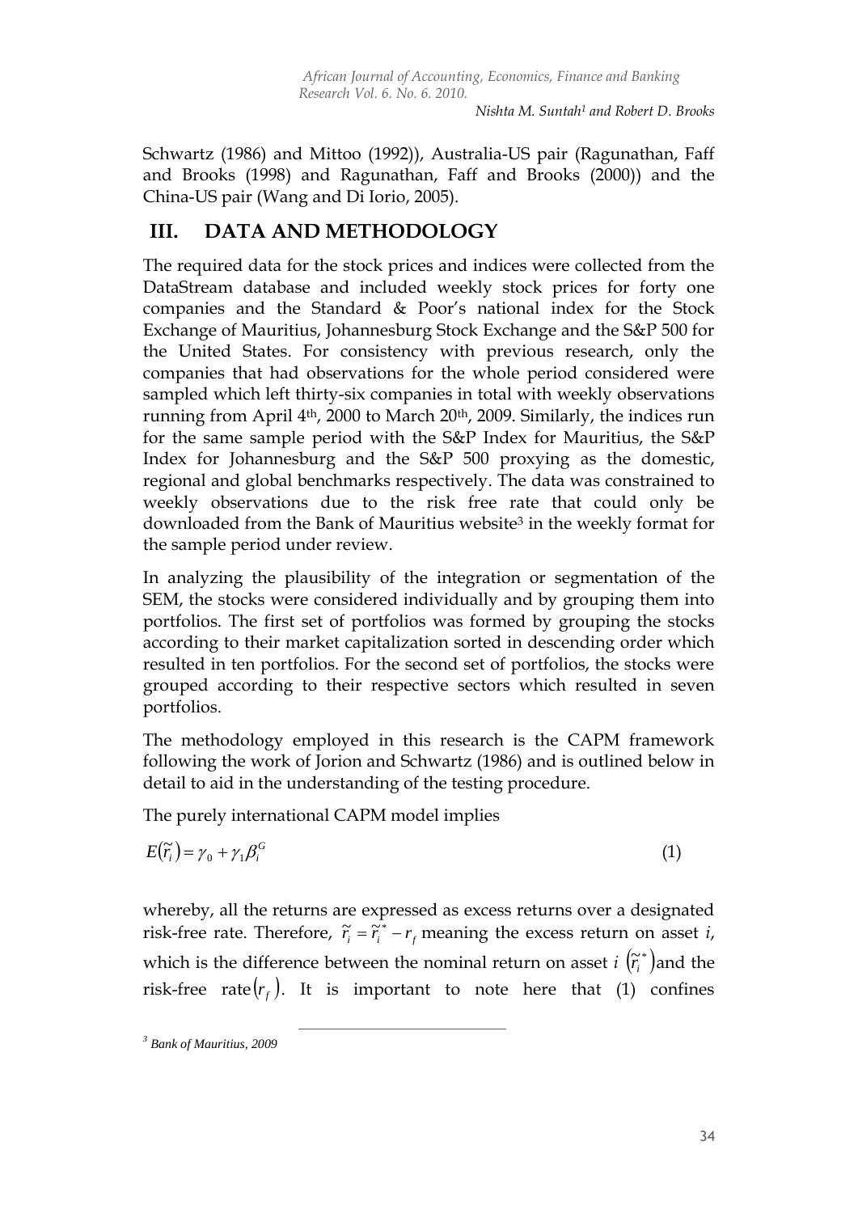Schwartz (1986) and Mittoo (1992)), Australia-US pair (Ragunathan, Faff and Brooks (1998) and Ragunathan, Faff and Brooks (2000)) and the China-US pair (Wang and Di Iorio, 2005).

## III. DATA AND METHODOLOGY

The required data for the stock prices and indices were collected from the DataStream database and included weekly stock prices for forty one companies and the Standard & Poor's national index for the Stock Exchange of Mauritius, Johannesburg Stock Exchange and the S&P 500 for the United States. For consistency with previous research, only the companies that had observations for the whole period considered were sampled which left thirty-six companies in total with weekly observations running from April 4th, 2000 to March 20th, 2009. Similarly, the indices run for the same sample period with the S&P Index for Mauritius, the S&P Index for Johannesburg and the S&P 500 proxying as the domestic, regional and global benchmarks respectively. The data was constrained to weekly observations due to the risk free rate that could only be downloaded from the Bank of Mauritius website[3] in the weekly format for the sample period under review.

In analyzing the plausibility of the integration or segmentation of the SEM, the stocks were considered individually and by grouping them into portfolios. The first set of portfolios was formed by grouping the stocks according to their market capitalization sorted in descending order which resulted in ten portfolios. For the second set of portfolios, the stocks were grouped according to their respective sectors which resulted in seven portfolios.

The methodology employed in this research is the CAPM framework following the work of Jorion and Schwartz (1986) and is outlined below in detail to aid in the understanding of the testing procedure.

The purely international CAPM model implies

$$E(\tilde{r}_i) = \gamma_0 + \gamma_1 \beta_i^G \tag{1}$$

whereby, all the returns are expressed as excess returns over a designated risk-free rate. Therefore, $\tilde{r}_i = \tilde{r}_i^* - r_f$ meaning the excess return on asset *i*, which is the difference between the nominal return on asset *i* $(\tilde{r}_i^*)$ and the risk-free rate $(r_f)$. It is important to note here that (1) confines

[3] *Bank of Mauritius, 2009*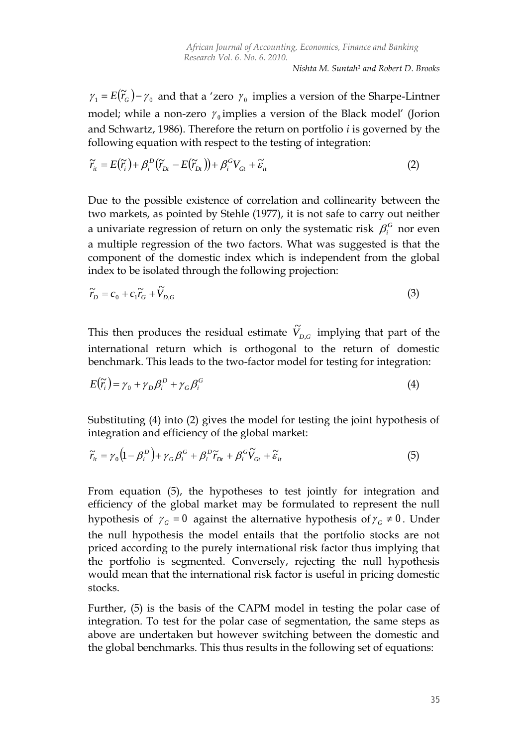$\gamma_1 = E(\tilde{r}_G) - \gamma_0$ and that a 'zero $\gamma_0$ implies a version of the Sharpe-Lintner model; while a non-zero $\gamma_0$ implies a version of the Black model' (Jorion and Schwartz, 1986). Therefore the return on portfolio *i* is governed by the following equation with respect to the testing of integration:

$$\tilde{r}_{it} = E(\tilde{r}_i) + \beta_i^D(\tilde{r}_{Dt} - E(\tilde{r}_{Dt})) + \beta_i^G V_{Gt} + \tilde{\varepsilon}_{it} \tag{2}$$

Due to the possible existence of correlation and collinearity between the two markets, as pointed by Stehle (1977), it is not safe to carry out neither a univariate regression of return on only the systematic risk $\beta_i^G$ nor even a multiple regression of the two factors. What was suggested is that the component of the domestic index which is independent from the global index to be isolated through the following projection:

$$\tilde{r}_D = c_0 + c_1\tilde{r}_G + \tilde{V}_{D,G} \tag{3}$$

This then produces the residual estimate $\tilde{V}_{D,G}$ implying that part of the international return which is orthogonal to the return of domestic benchmark. This leads to the two-factor model for testing for integration:

$$E(\tilde{r}_i) = \gamma_0 + \gamma_D\beta_i^D + \gamma_G\beta_i^G \tag{4}$$

Substituting (4) into (2) gives the model for testing the joint hypothesis of integration and efficiency of the global market:

$$\tilde{r}_{it} = \gamma_0(1 - \beta_i^D) + \gamma_G\beta_i^G + \beta_i^D\tilde{r}_{Dt} + \beta_i^G\tilde{V}_{Gt} + \tilde{\varepsilon}_{it} \tag{5}$$

From equation (5), the hypotheses to test jointly for integration and efficiency of the global market may be formulated to represent the null hypothesis of $\gamma_G = 0$ against the alternative hypothesis of $\gamma_G \neq 0$. Under the null hypothesis the model entails that the portfolio stocks are not priced according to the purely international risk factor thus implying that the portfolio is segmented. Conversely, rejecting the null hypothesis would mean that the international risk factor is useful in pricing domestic stocks.

Further, (5) is the basis of the CAPM model in testing the polar case of integration. To test for the polar case of segmentation, the same steps as above are undertaken but however switching between the domestic and the global benchmarks. This thus results in the following set of equations: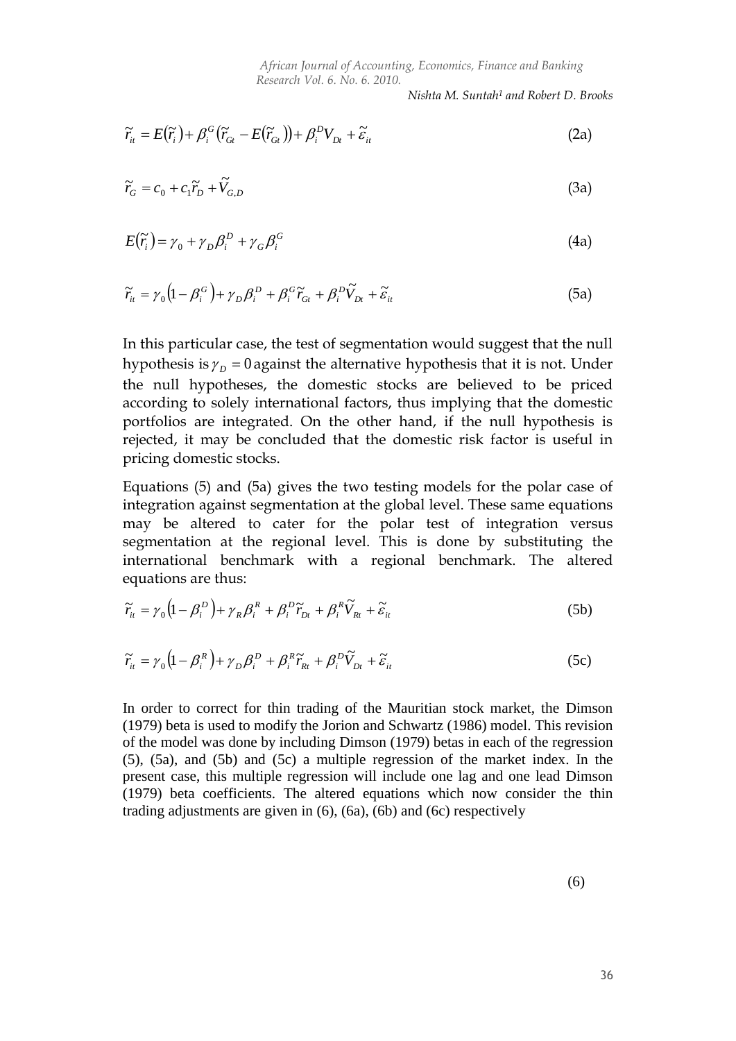$$\tilde{r}_{it} = E(\tilde{r}_i) + \beta_i^G (\tilde{r}_{Gt} - E(\tilde{r}_{Gt})) + \beta_i^D V_{Dt} + \tilde{\varepsilon}_{it} \tag{2a}$$

$$\tilde{r}_G = c_0 + c_1 \tilde{r}_D + \tilde{V}_{G,D} \tag{3a}$$

$$E(\tilde{r}_i) = \gamma_0 + \gamma_D \beta_i^D + \gamma_G \beta_i^G \tag{4a}$$

$$\tilde{r}_{it} = \gamma_0 (1 - \beta_i^G) + \gamma_D \beta_i^D + \beta_i^G \tilde{r}_{Gt} + \beta_i^D \tilde{V}_{Dt} + \tilde{\varepsilon}_{it} \tag{5a}$$

In this particular case, the test of segmentation would suggest that the null hypothesis is $\gamma_D = 0$ against the alternative hypothesis that it is not. Under the null hypotheses, the domestic stocks are believed to be priced according to solely international factors, thus implying that the domestic portfolios are integrated. On the other hand, if the null hypothesis is rejected, it may be concluded that the domestic risk factor is useful in pricing domestic stocks.

Equations (5) and (5a) gives the two testing models for the polar case of integration against segmentation at the global level. These same equations may be altered to cater for the polar test of integration versus segmentation at the regional level. This is done by substituting the international benchmark with a regional benchmark. The altered equations are thus:

$$\tilde{r}_{it} = \gamma_0 (1 - \beta_i^D) + \gamma_R \beta_i^R + \beta_i^D \tilde{r}_{Dt} + \beta_i^R \tilde{V}_{Rt} + \tilde{\varepsilon}_{it} \tag{5b}$$

$$\tilde{r}_{it} = \gamma_0 (1 - \beta_i^R) + \gamma_D \beta_i^D + \beta_i^R \tilde{r}_{Rt} + \beta_i^D \tilde{V}_{Dt} + \tilde{\varepsilon}_{it} \tag{5c}$$

In order to correct for thin trading of the Mauritian stock market, the Dimson (1979) beta is used to modify the Jorion and Schwartz (1986) model. This revision of the model was done by including Dimson (1979) betas in each of the regression (5), (5a), and (5b) and (5c) a multiple regression of the market index. In the present case, this multiple regression will include one lag and one lead Dimson (1979) beta coefficients. The altered equations which now consider the thin trading adjustments are given in (6), (6a), (6b) and (6c) respectively

(6)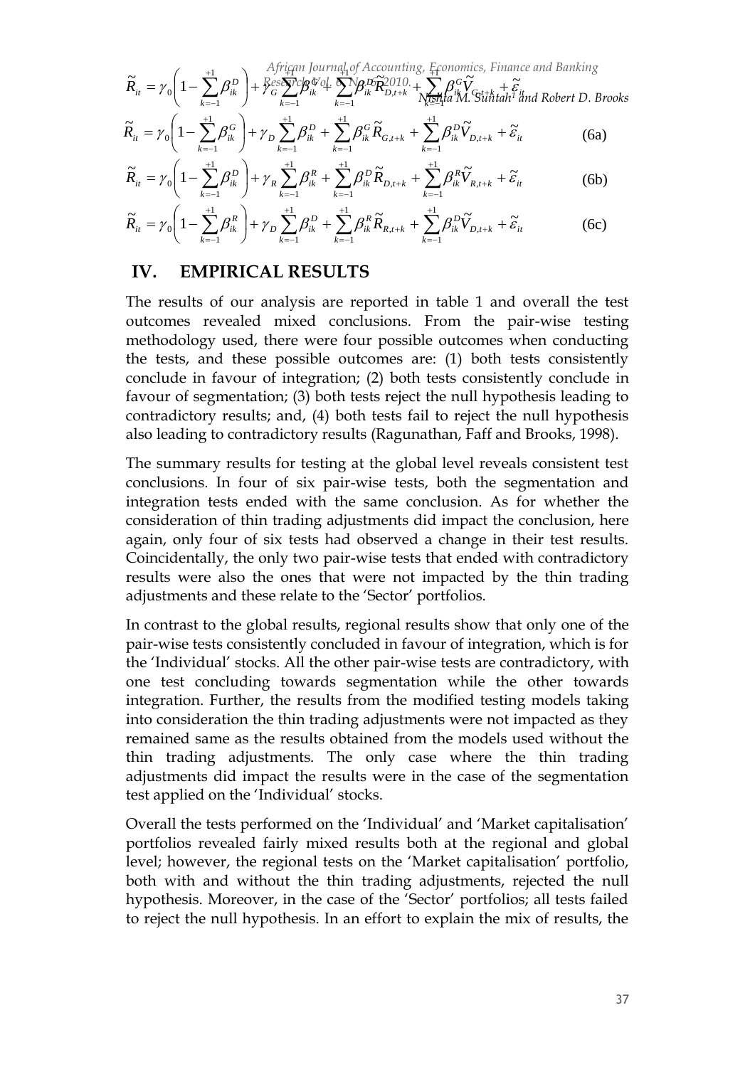$$\tilde{R}_{it} = \gamma_0 \left(1 - \sum_{k=-1}^{+1} \beta_{ik}^D \right) + \gamma_G \sum_{k=-1}^{+1} \beta_{ik}^G + \sum_{k=-1}^{+1} \beta_{ik}^D \tilde{R}_{D,t+k} + \sum_{k=-1}^{+1} \beta_{ik}^G \tilde{V}_{G,t+k} + \tilde{\varepsilon}_{it}$$

$$\tilde{R}_{it} = \gamma_0 \left(1 - \sum_{k=-1}^{+1} \beta_{ik}^G \right) + \gamma_D \sum_{k=-1}^{+1} \beta_{ik}^D + \sum_{k=-1}^{+1} \beta_{ik}^G \tilde{R}_{G,t+k} + \sum_{k=-1}^{+1} \beta_{ik}^D \tilde{V}_{D,t+k} + \tilde{\varepsilon}_{it} \quad (6a)$$

$$\tilde{R}_{it} = \gamma_0 \left(1 - \sum_{k=-1}^{+1} \beta_{ik}^D \right) + \gamma_R \sum_{k=-1}^{+1} \beta_{ik}^R + \sum_{k=-1}^{+1} \beta_{ik}^D \tilde{R}_{D,t+k} + \sum_{k=-1}^{+1} \beta_{ik}^R \tilde{V}_{R,t+k} + \tilde{\varepsilon}_{it} \quad (6b)$$

$$\tilde{R}_{it} = \gamma_0 \left(1 - \sum_{k=-1}^{+1} \beta_{ik}^R \right) + \gamma_D \sum_{k=-1}^{+1} \beta_{ik}^D + \sum_{k=-1}^{+1} \beta_{ik}^R \tilde{R}_{R,t+k} + \sum_{k=-1}^{+1} \beta_{ik}^D \tilde{V}_{D,t+k} + \tilde{\varepsilon}_{it} \quad (6c)$$

## IV. EMPIRICAL RESULTS

The results of our analysis are reported in table 1 and overall the test outcomes revealed mixed conclusions. From the pair-wise testing methodology used, there were four possible outcomes when conducting the tests, and these possible outcomes are: (1) both tests consistently conclude in favour of integration; (2) both tests consistently conclude in favour of segmentation; (3) both tests reject the null hypothesis leading to contradictory results; and, (4) both tests fail to reject the null hypothesis also leading to contradictory results (Ragunathan, Faff and Brooks, 1998).

The summary results for testing at the global level reveals consistent test conclusions. In four of six pair-wise tests, both the segmentation and integration tests ended with the same conclusion. As for whether the consideration of thin trading adjustments did impact the conclusion, here again, only four of six tests had observed a change in their test results. Coincidentally, the only two pair-wise tests that ended with contradictory results were also the ones that were not impacted by the thin trading adjustments and these relate to the 'Sector' portfolios.

In contrast to the global results, regional results show that only one of the pair-wise tests consistently concluded in favour of integration, which is for the 'Individual' stocks. All the other pair-wise tests are contradictory, with one test concluding towards segmentation while the other towards integration. Further, the results from the modified testing models taking into consideration the thin trading adjustments were not impacted as they remained same as the results obtained from the models used without the thin trading adjustments. The only case where the thin trading adjustments did impact the results were in the case of the segmentation test applied on the 'Individual' stocks.

Overall the tests performed on the 'Individual' and 'Market capitalisation' portfolios revealed fairly mixed results both at the regional and global level; however, the regional tests on the 'Market capitalisation' portfolio, both with and without the thin trading adjustments, rejected the null hypothesis. Moreover, in the case of the 'Sector' portfolios; all tests failed to reject the null hypothesis. In an effort to explain the mix of results, the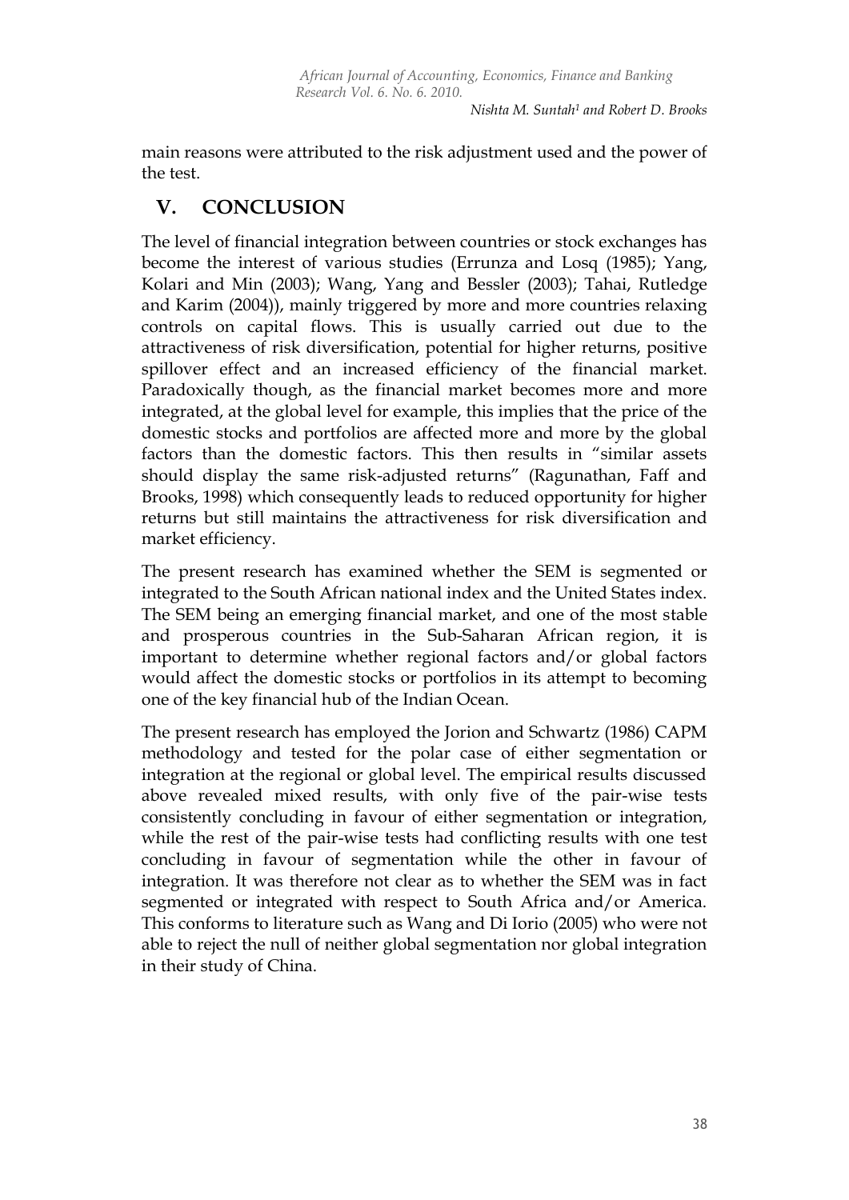main reasons were attributed to the risk adjustment used and the power of the test.

## V. CONCLUSION

The level of financial integration between countries or stock exchanges has become the interest of various studies (Errunza and Losq (1985); Yang, Kolari and Min (2003); Wang, Yang and Bessler (2003); Tahai, Rutledge and Karim (2004)), mainly triggered by more and more countries relaxing controls on capital flows. This is usually carried out due to the attractiveness of risk diversification, potential for higher returns, positive spillover effect and an increased efficiency of the financial market. Paradoxically though, as the financial market becomes more and more integrated, at the global level for example, this implies that the price of the domestic stocks and portfolios are affected more and more by the global factors than the domestic factors. This then results in "similar assets should display the same risk-adjusted returns" (Ragunathan, Faff and Brooks, 1998) which consequently leads to reduced opportunity for higher returns but still maintains the attractiveness for risk diversification and market efficiency.

The present research has examined whether the SEM is segmented or integrated to the South African national index and the United States index. The SEM being an emerging financial market, and one of the most stable and prosperous countries in the Sub-Saharan African region, it is important to determine whether regional factors and/or global factors would affect the domestic stocks or portfolios in its attempt to becoming one of the key financial hub of the Indian Ocean.

The present research has employed the Jorion and Schwartz (1986) CAPM methodology and tested for the polar case of either segmentation or integration at the regional or global level. The empirical results discussed above revealed mixed results, with only five of the pair-wise tests consistently concluding in favour of either segmentation or integration, while the rest of the pair-wise tests had conflicting results with one test concluding in favour of segmentation while the other in favour of integration. It was therefore not clear as to whether the SEM was in fact segmented or integrated with respect to South Africa and/or America. This conforms to literature such as Wang and Di Iorio (2005) who were not able to reject the null of neither global segmentation nor global integration in their study of China.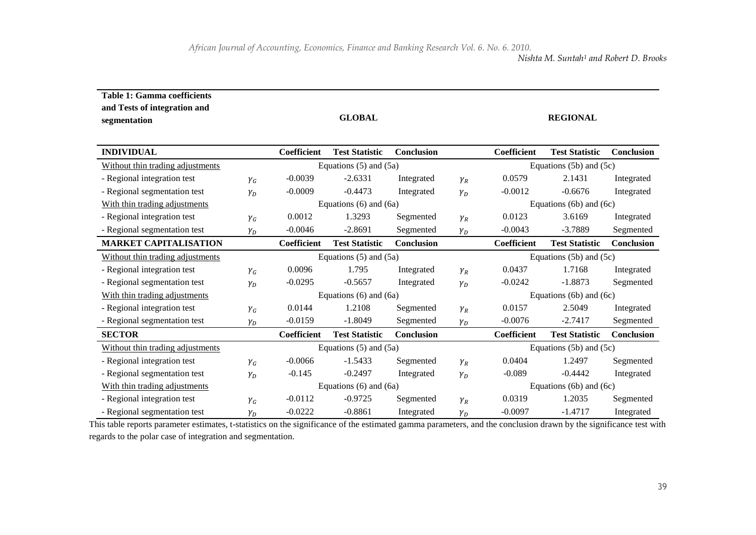**Table 1: Gamma coefficients and Tests of integration and segmentation**

| | | GLOBAL | | | | REGIONAL | | |
|---|---|---|---|---|---|---|---|---|
| **INDIVIDUAL** | | **Coefficient** | **Test Statistic** | **Conclusion** | | **Coefficient** | **Test Statistic** | **Conclusion** |
| Without thin trading adjustments | | Equations (5) and (5a) | | | | Equations (5b) and (5c) | | |
| - Regional integration test | $\gamma_G$ | -0.0039 | -2.6331 | Integrated | $\gamma_R$ | 0.0579 | 2.1431 | Integrated |
| - Regional segmentation test | $\gamma_D$ | -0.0009 | -0.4473 | Integrated | $\gamma_D$ | -0.0012 | -0.6676 | Integrated |
| With thin trading adjustments | | Equations (6) and (6a) | | | | Equations (6b) and (6c) | | |
| - Regional integration test | $\gamma_G$ | 0.0012 | 1.3293 | Segmented | $\gamma_R$ | 0.0123 | 3.6169 | Integrated |
| - Regional segmentation test | $\gamma_D$ | -0.0046 | -2.8691 | Segmented | $\gamma_D$ | -0.0043 | -3.7889 | Segmented |
| **MARKET CAPITALISATION** | | **Coefficient** | **Test Statistic** | **Conclusion** | | **Coefficient** | **Test Statistic** | **Conclusion** |
| Without thin trading adjustments | | Equations (5) and (5a) | | | | Equations (5b) and (5c) | | |
| - Regional integration test | $\gamma_G$ | 0.0096 | 1.795 | Integrated | $\gamma_R$ | 0.0437 | 1.7168 | Integrated |
| - Regional segmentation test | $\gamma_D$ | -0.0295 | -0.5657 | Integrated | $\gamma_D$ | -0.0242 | -1.8873 | Segmented |
| With thin trading adjustments | | Equations (6) and (6a) | | | | Equations (6b) and (6c) | | |
| - Regional integration test | $\gamma_G$ | 0.0144 | 1.2108 | Segmented | $\gamma_R$ | 0.0157 | 2.5049 | Integrated |
| - Regional segmentation test | $\gamma_D$ | -0.0159 | -1.8049 | Segmented | $\gamma_D$ | -0.0076 | -2.7417 | Segmented |
| **SECTOR** | | **Coefficient** | **Test Statistic** | **Conclusion** | | **Coefficient** | **Test Statistic** | **Conclusion** |
| Without thin trading adjustments | | Equations (5) and (5a) | | | | Equations (5b) and (5c) | | |
| - Regional integration test | $\gamma_G$ | -0.0066 | -1.5433 | Segmented | $\gamma_R$ | 0.0404 | 1.2497 | Segmented |
| - Regional segmentation test | $\gamma_D$ | -0.145 | -0.2497 | Integrated | $\gamma_D$ | -0.089 | -0.4442 | Integrated |
| With thin trading adjustments | | Equations (6) and (6a) | | | | Equations (6b) and (6c) | | |
| - Regional integration test | $\gamma_G$ | -0.0112 | -0.9725 | Segmented | $\gamma_R$ | 0.0319 | 1.2035 | Segmented |
| - Regional segmentation test | $\gamma_D$ | -0.0222 | -0.8861 | Integrated | $\gamma_D$ | -0.0097 | -1.4717 | Integrated |

This table reports parameter estimates, t-statistics on the significance of the estimated gamma parameters, and the conclusion drawn by the significance test with regards to the polar case of integration and segmentation.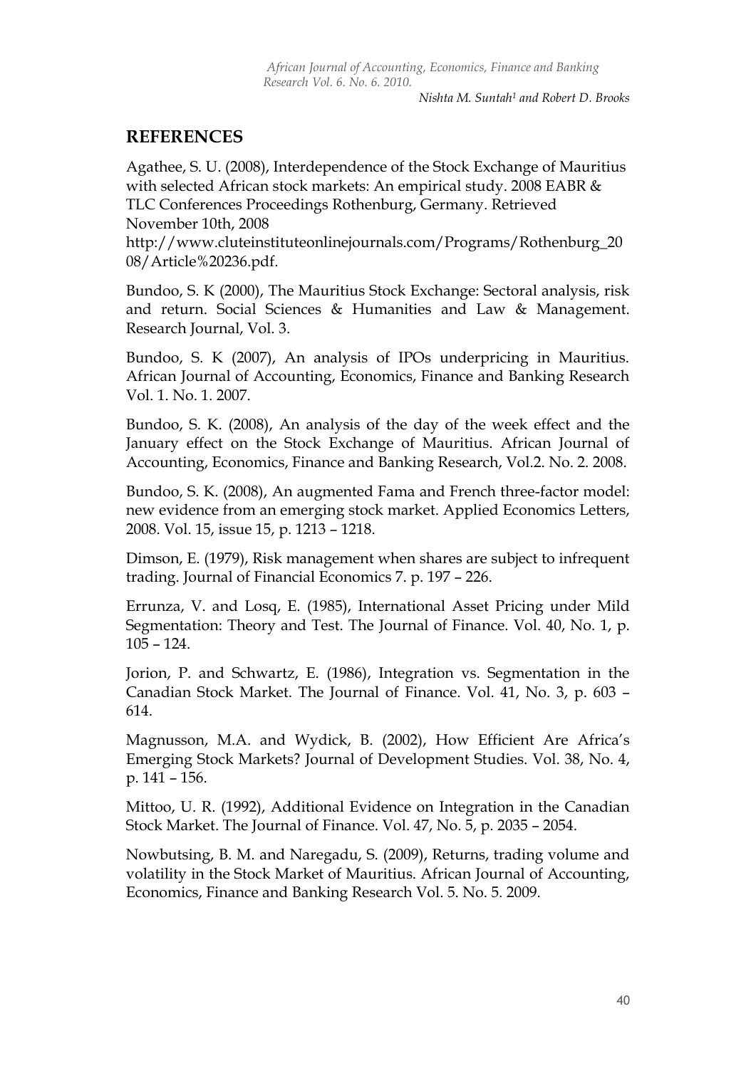## REFERENCES

Agathee, S. U. (2008), Interdependence of the Stock Exchange of Mauritius with selected African stock markets: An empirical study. 2008 EABR & TLC Conferences Proceedings Rothenburg, Germany. Retrieved November 10th, 2008 http://www.cluteinstituteonlinejournals.com/Programs/Rothenburg_2008/Article%20236.pdf.

Bundoo, S. K (2000), The Mauritius Stock Exchange: Sectoral analysis, risk and return. Social Sciences & Humanities and Law & Management. Research Journal, Vol. 3.

Bundoo, S. K (2007), An analysis of IPOs underpricing in Mauritius. African Journal of Accounting, Economics, Finance and Banking Research Vol. 1. No. 1. 2007.

Bundoo, S. K. (2008), An analysis of the day of the week effect and the January effect on the Stock Exchange of Mauritius. African Journal of Accounting, Economics, Finance and Banking Research, Vol.2. No. 2. 2008.

Bundoo, S. K. (2008), An augmented Fama and French three-factor model: new evidence from an emerging stock market. Applied Economics Letters, 2008. Vol. 15, issue 15, p. 1213 – 1218.

Dimson, E. (1979), Risk management when shares are subject to infrequent trading. Journal of Financial Economics 7. p. 197 – 226.

Errunza, V. and Losq, E. (1985), International Asset Pricing under Mild Segmentation: Theory and Test. The Journal of Finance. Vol. 40, No. 1, p. 105 – 124.

Jorion, P. and Schwartz, E. (1986), Integration vs. Segmentation in the Canadian Stock Market. The Journal of Finance. Vol. 41, No. 3, p. 603 – 614.

Magnusson, M.A. and Wydick, B. (2002), How Efficient Are Africa's Emerging Stock Markets? Journal of Development Studies. Vol. 38, No. 4, p. 141 – 156.

Mittoo, U. R. (1992), Additional Evidence on Integration in the Canadian Stock Market. The Journal of Finance. Vol. 47, No. 5, p. 2035 – 2054.

Nowbutsing, B. M. and Naregadu, S. (2009), Returns, trading volume and volatility in the Stock Market of Mauritius. African Journal of Accounting, Economics, Finance and Banking Research Vol. 5. No. 5. 2009.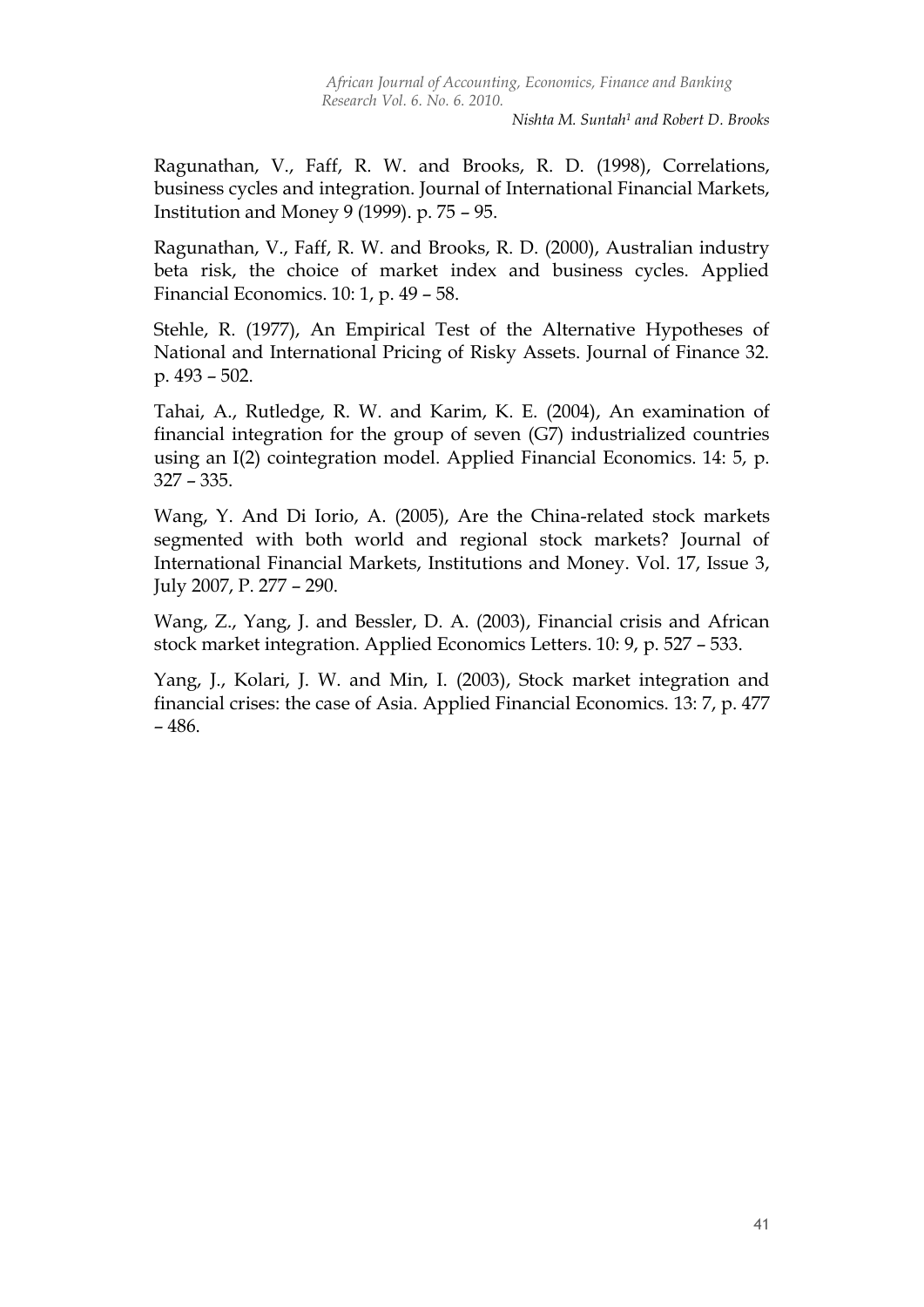Ragunathan, V., Faff, R. W. and Brooks, R. D. (1998), Correlations, business cycles and integration. Journal of International Financial Markets, Institution and Money 9 (1999). p. 75 – 95.

Ragunathan, V., Faff, R. W. and Brooks, R. D. (2000), Australian industry beta risk, the choice of market index and business cycles. Applied Financial Economics. 10: 1, p. 49 – 58.

Stehle, R. (1977), An Empirical Test of the Alternative Hypotheses of National and International Pricing of Risky Assets. Journal of Finance 32. p. 493 – 502.

Tahai, A., Rutledge, R. W. and Karim, K. E. (2004), An examination of financial integration for the group of seven (G7) industrialized countries using an I(2) cointegration model. Applied Financial Economics. 14: 5, p. 327 – 335.

Wang, Y. And Di Iorio, A. (2005), Are the China-related stock markets segmented with both world and regional stock markets? Journal of International Financial Markets, Institutions and Money. Vol. 17, Issue 3, July 2007, P. 277 – 290.

Wang, Z., Yang, J. and Bessler, D. A. (2003), Financial crisis and African stock market integration. Applied Economics Letters. 10: 9, p. 527 – 533.

Yang, J., Kolari, J. W. and Min, I. (2003), Stock market integration and financial crises: the case of Asia. Applied Financial Economics. 13: 7, p. 477 – 486.